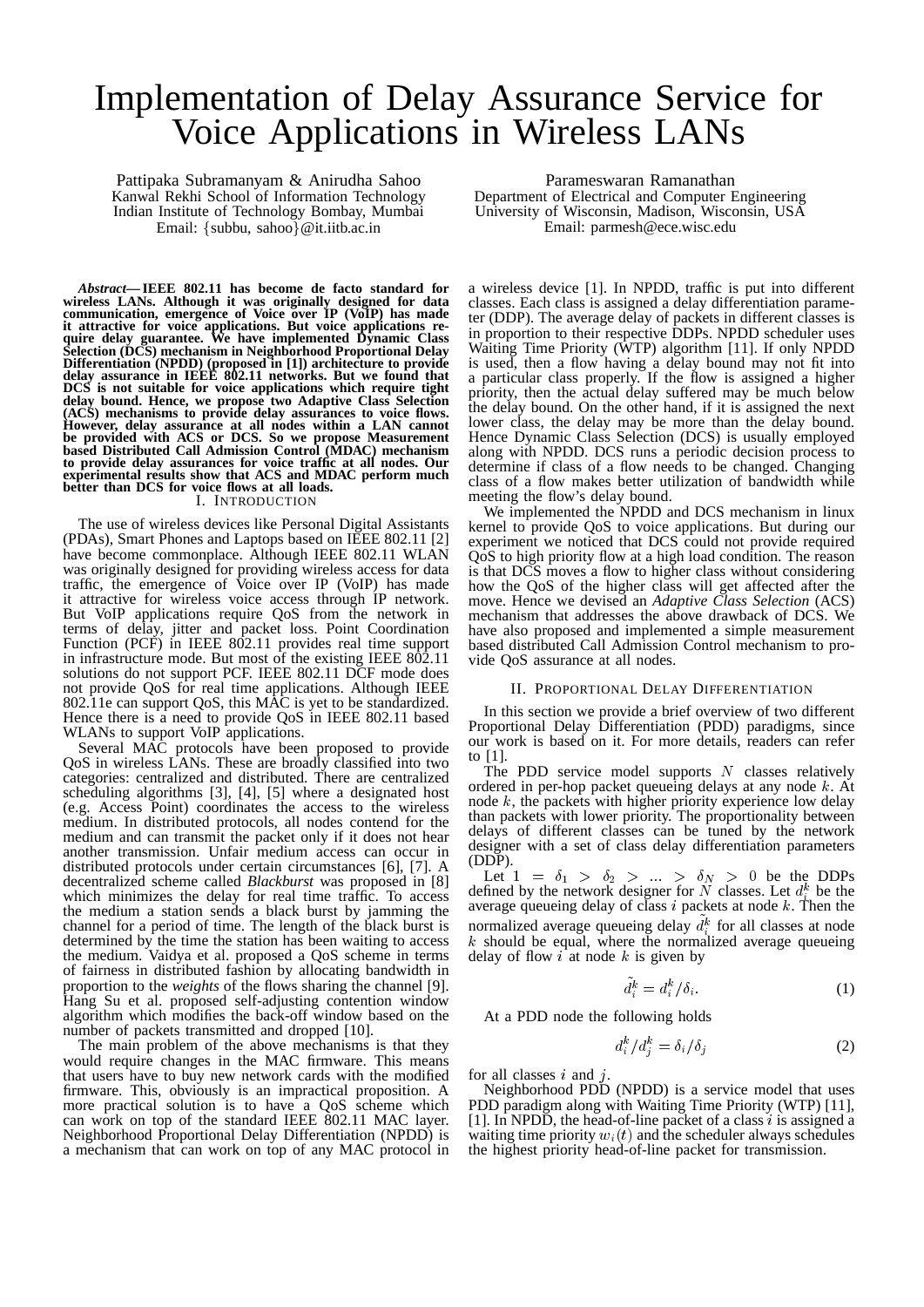# Implementation of Delay Assurance Service for Voice Applications in Wireless LANs

Pattipaka Subramanyam & Anirudha Sahoo
Kanwal Rekhi School of Information Technology
Indian Institute of Technology Bombay, Mumbai
Email: {subbu, sahoo}@it.iitb.ac.in

Parameswaran Ramanathan
Department of Electrical and Computer Engineering
University of Wisconsin, Madison, Wisconsin, USA
Email: parmesh@ece.wisc.edu

***Abstract*— IEEE 802.11 has become de facto standard for wireless LANs. Although it was originally designed for data communication, emergence of Voice over IP (VoIP) has made it attractive for voice applications. But voice applications require delay guarantee. We have implemented Dynamic Class Selection (DCS) mechanism in Neighborhood Proportional Delay Differentiation (NPDD) (proposed in [1]) architecture to provide delay assurance in IEEE 802.11 networks. But we found that DCS is not suitable for voice applications which require tight delay bound. Hence, we propose two Adaptive Class Selection (ACS) mechanisms to provide delay assurances to voice flows. However, delay assurance at all nodes within a LAN cannot be provided with ACS or DCS. So we propose Measurement based Distributed Call Admission Control (MDAC) mechanism to provide delay assurances for voice traffic at all nodes. Our experimental results show that ACS and MDAC perform much better than DCS for voice flows at all loads.**

## I. Introduction

The use of wireless devices like Personal Digital Assistants (PDAs), Smart Phones and Laptops based on IEEE 802.11 [2] have become commonplace. Although IEEE 802.11 WLAN was originally designed for providing wireless access for data traffic, the emergence of Voice over IP (VoIP) has made it attractive for wireless voice access through IP network. But VoIP applications require QoS from the network in terms of delay, jitter and packet loss. Point Coordination Function (PCF) in IEEE 802.11 provides real time support in infrastructure mode. But most of the existing IEEE 802.11 solutions do not support PCF. IEEE 802.11 DCF mode does not provide QoS for real time applications. Although IEEE 802.11e can support QoS, this MAC is yet to be standardized. Hence there is a need to provide QoS in IEEE 802.11 based WLANs to support VoIP applications.

Several MAC protocols have been proposed to provide QoS in wireless LANs. These are broadly classified into two categories: centralized and distributed. There are centralized scheduling algorithms [3], [4], [5] where a designated host (e.g. Access Point) coordinates the access to the wireless medium. In distributed protocols, all nodes contend for the medium and can transmit the packet only if it does not hear another transmission. Unfair medium access can occur in distributed protocols under certain circumstances [6], [7]. A decentralized scheme called *Blackburst* was proposed in [8] which minimizes the delay for real time traffic. To access the medium a station sends a black burst by jamming the channel for a period of time. The length of the black burst is determined by the time the station has been waiting to access the medium. Vaidya et al. proposed a QoS scheme in terms of fairness in distributed fashion by allocating bandwidth in proportion to the *weights* of the flows sharing the channel [9]. Hang Su et al. proposed self-adjusting contention window algorithm which modifies the back-off window based on the number of packets transmitted and dropped [10].

The main problem of the above mechanisms is that they would require changes in the MAC firmware. This means that users have to buy new network cards with the modified firmware. This, obviously is an impractical proposition. A more practical solution is to have a QoS scheme which can work on top of the standard IEEE 802.11 MAC layer. Neighborhood Proportional Delay Differentiation (NPDD) is a mechanism that can work on top of any MAC protocol in a wireless device [1]. In NPDD, traffic is put into different classes. Each class is assigned a delay differentiation parameter (DDP). The average delay of packets in different classes is in proportion to their respective DDPs. NPDD scheduler uses Waiting Time Priority (WTP) algorithm [11]. If only NPDD is used, then a flow having a delay bound may not fit into a particular class properly. If the flow is assigned a higher priority, then the actual delay suffered may be much below the delay bound. On the other hand, if it is assigned the next lower class, the delay may be more than the delay bound. Hence Dynamic Class Selection (DCS) is usually employed along with NPDD. DCS runs a periodic decision process to determine if class of a flow needs to be changed. Changing class of a flow makes better utilization of bandwidth while meeting the flow's delay bound.

We implemented the NPDD and DCS mechanism in linux kernel to provide QoS to voice applications. But during our experiment we noticed that DCS could not provide required QoS to high priority flow at a high load condition. The reason is that DCS moves a flow to higher class without considering how the QoS of the higher class will get affected after the move. Hence we devised an *Adaptive Class Selection* (ACS) mechanism that addresses the above drawback of DCS. We have also proposed and implemented a simple measurement based distributed Call Admission Control mechanism to provide QoS assurance at all nodes.

## II. Proportional Delay Differentiation

In this section we provide a brief overview of two different Proportional Delay Differentiation (PDD) paradigms, since our work is based on it. For more details, readers can refer to [1].

The PDD service model supports $N$ classes relatively ordered in per-hop packet queueing delays at any node $k$. At node $k$, the packets with higher priority experience low delay than packets with lower priority. The proportionality between delays of different classes can be tuned by the network designer with a set of class delay differentiation parameters (DDP).

Let $1 = \delta_1 > \delta_2 > ... > \delta_N > 0$ be the DDPs defined by the network designer for $N$ classes. Let $d_i^k$ be the average queueing delay of class $i$ packets at node $k$. Then the normalized average queueing delay $\tilde{d_i^k}$ for all classes at node $k$ should be equal, where the normalized average queueing delay of flow $i$ at node $k$ is given by

$$\tilde{d_i^k} = d_i^k/\delta_i. \tag{1}$$

At a PDD node the following holds

$$d_i^k/d_j^k = \delta_i/\delta_j \tag{2}$$

for all classes $i$ and $j$.

Neighborhood PDD (NPDD) is a service model that uses PDD paradigm along with Waiting Time Priority (WTP) [11], [1]. In NPDD, the head-of-line packet of a class $i$ is assigned a waiting time priority $w_i(t)$ and the scheduler always schedules the highest priority head-of-line packet for transmission.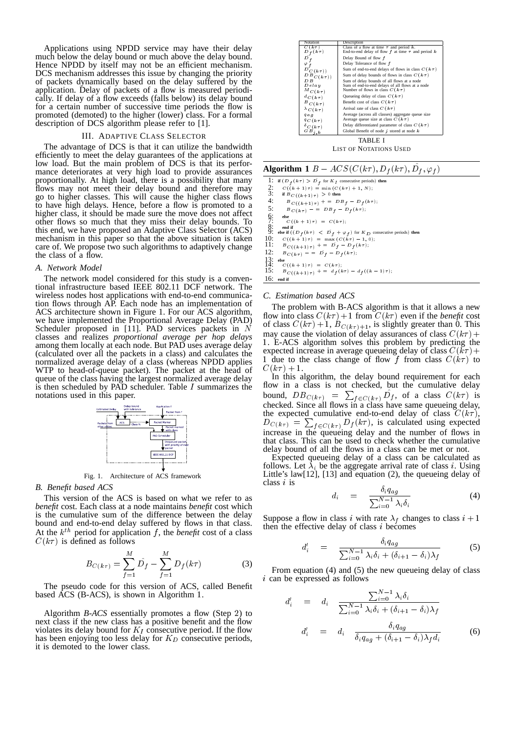Applications using NPDD service may have their delay much below the delay bound or much above the delay bound. Hence NPDD by itself may not be an efficient mechanism. DCS mechanism addresses this issue by changing the priority of packets dynamically based on the delay suffered by the application. Delay of packets of a flow is measured periodically. If delay of a flow exceeds (falls below) its delay bound for a certain number of successive time periods the flow is promoted (demoted) to the higher (lower) class. For a formal description of DCS algorithm please refer to [1].

## III. Adaptive Class Selector

The advantage of DCS is that it can utilize the bandwidth efficiently to meet the delay guarantees of the applications at low load. But the main problem of DCS is that its performance deteriorates at very high load to provide assurances proportionally. At high load, there is a possibility that many flows may not meet their delay bound and therefore may go to higher classes. This will cause the higher class flows to have high delays. Hence, before a flow is promoted to a higher class, it should be made sure the move does not affect other flows so much that they miss their delay bounds. To this end, we have proposed an Adaptive Class Selector (ACS) mechanism in this paper so that the above situation is taken care of. We propose two such algorithms to adaptively change the class of a flow.

### A. Network Model

The network model considered for this study is a conventional infrastructure based IEEE 802.11 DCF network. The wireless nodes host applications with end-to-end communication flows through AP. Each node has an implementation of ACS architecture shown in Figure 1. For our ACS algorithm, we have implemented the Proportional Average Delay (PAD) Scheduler proposed in [11]. PAD services packets in $N$ classes and realizes *proportional average per hop delays* among them locally at each node. But PAD uses average delay (calculated over all the packets in a class) and calculates the normalized average delay of a class (whereas NPDD applies WTP to head-of-queue packet). The packet at the head of queue of the class having the largest normalized average delay is then scheduled by PAD scheduler. Table $I$ summarizes the notations used in this paper.

Fig. 1. Architecture of ACS framework

| Notation | Description |
|---|---|
| $C(k\tau)$ | Class of a flow at time $\tau$ and period $k$. |
| $D_f(k\tau)$ | End-to-end delay of flow $f$ at time $\tau$ and period $k$ |
| $\hat{D_f}$ | Delay Bound of flow $f$ |
| $\varphi_f$ | Delay Tolerance of flow $f$ |
| $D_{C(k\tau))}$ | Sum of end-to-end delays of flows in class $C(k\tau)$ |
| $DB_{C(k\tau))}$ | Sum of delay bounds of flows in class $C(k\tau)$ |
| $DB$ | Sum of delay bounds of all flows at a node |
| $Delay$ | Sum of end-to-end delays of all flows at a node |
| $M_{C(k\tau)}$ | Number of flows in class $C(k\tau)$ |
| $d_{C(k\tau)}$ | Queueing delay of class $C(k\tau)$ |
| $B_{C(k\tau)}$ | Benefit cost of class $C(k\tau)$ |
| $\lambda_{C(k\tau)}$ | Arrival rate of class $C(k\tau)$ |
| $q_{ag}$ | Average (across all classes) aggregate queue size |
| $q_{C(k\tau)}$ | Average queue size at class $C(k\tau)$ |
| $\delta_{C(k\tau)}$ | Delay differentiated parameter of class $C(k\tau)$ |
| $GB_{j,k}$ | Global Benefit of node $j$ stored at node $k$ |

TABLE I
List of Notations Used

### B. Benefit based ACS

This version of the ACS is based on what we refer to as *benefit* cost. Each class at a node maintains *benefit* cost which is the cumulative sum of the difference between the delay bound and end-to-end delay suffered by flows in that class. At the $k^{th}$ period for application $f$, the *benefit* cost of a class $C(k\tau)$ is defined as follows

$$B_{C(k\tau)} = \sum_{f=1}^{M} \hat{D_f} - \sum_{f=1}^{M} D_f(k\tau) \tag{3}$$

The pseudo code for this version of ACS, called Benefit based ACS (B-ACS), is shown in Algorithm 1.

Algorithm *B-ACS* essentially promotes a flow (Step 2) to next class if the new class has a positive benefit and the flow violates its delay bound for $K_I$ consecutive period. If the flow has been enjoying too less delay for $K_D$ consecutive periods, it is demoted to the lower class.

**Algorithm 1** $B - ACS(C(k\tau), D_f(k\tau), \hat{D_f}, \varphi_f)$

```
1:  if (D_f(kτ) > D̂_f for K_I consecutive periods) then
2:     C((k+1)τ) = min(C(kτ) + 1, N);
3:     if B_C((k+1)τ) > 0 then
4:        B_C((k+1)τ) += DB_f − D_f(kτ);
5:        B_C(kτ) −= DB_f − D_f(kτ);
6:     else
7:        C((k+1)τ) = C(kτ);
8:     end if
9:  else if ((D_f(kτ) < D̂_f + φ_f) for K_D consecutive periods) then
10:    C((k+1)τ) = max(C(kτ) − 1, 0);
11:    B_C((k+1)τ) += D̂_f − D_f(kτ);
12:    B_C(kτ) −= D̂_f − D_f(kτ);
13: else
14:    C((k+1)τ) = C(kτ);
15:    B_C((k+1)τ) += d_f(kτ) − d_f((k−1)τ);
16: end if
```

### C. Estimation based ACS

The problem with B-ACS algorithm is that it allows a new flow into class $C(k\tau)+1$ from $C(k\tau)$ even if the *benefit* cost of class $C(k\tau)+1$, $B_{C(k\tau)+1}$, is slightly greater than 0. This may cause the violation of delay assurances of class $C(k\tau)+1$. E-ACS algorithm solves this problem by predicting the expected increase in average queueing delay of class $C(k\tau)+1$ due to the class change of flow $f$ from class $C(k\tau)$ to $C(k\tau)+1$.

In this algorithm, the delay bound requirement for each flow in a class is not checked, but the cumulative delay bound, $DB_{C(k\tau)} = \sum_{f \in C(k\tau)} \hat{D_f}$, of a class $C(k\tau)$ is checked. Since all flows in a class have same queueing delay, the expected cumulative end-to-end delay of class $C(k\tau)$, $D_{C(k\tau)} = \sum_{f \in C(k\tau)} D_f(k\tau)$, is calculated using expected increase in the queueing delay and the number of flows in that class. This can be used to check whether the cumulative delay bound of all the flows in a class can be met or not.

Expected queueing delay of a class can be calculated as follows. Let $\lambda_i$ be the aggregate arrival rate of class $i$. Using Little's law[12], [13] and equation (2), the queueing delay of class $i$ is

$$d_i = \frac{\delta_i q_{ag}}{\sum_{i=0}^{N-1} \lambda_i \delta_i} \tag{4}$$

Suppose a flow in class $i$ with rate $\lambda_f$ changes to class $i+1$ then the effective delay of class $i$ becomes

$$d_i' = \frac{\delta_i q_{ag}}{\sum_{i=0}^{N-1} \lambda_i \delta_i + (\delta_{i+1} - \delta_i)\lambda_f} \tag{5}$$

From equation (4) and (5) the new queueing delay of class $i$ can be expressed as follows

$$d_i' = d_i \quad \frac{\sum_{i=0}^{N-1} \lambda_i \delta_i}{\sum_{i=0}^{N-1} \lambda_i \delta_i + (\delta_{i+1} - \delta_i)\lambda_f}$$

$$d_i' = d_i \quad \frac{\delta_i q_{ag}}{\delta_i q_{ag} + (\delta_{i+1} - \delta_i)\lambda_f d_i} \tag{6}$$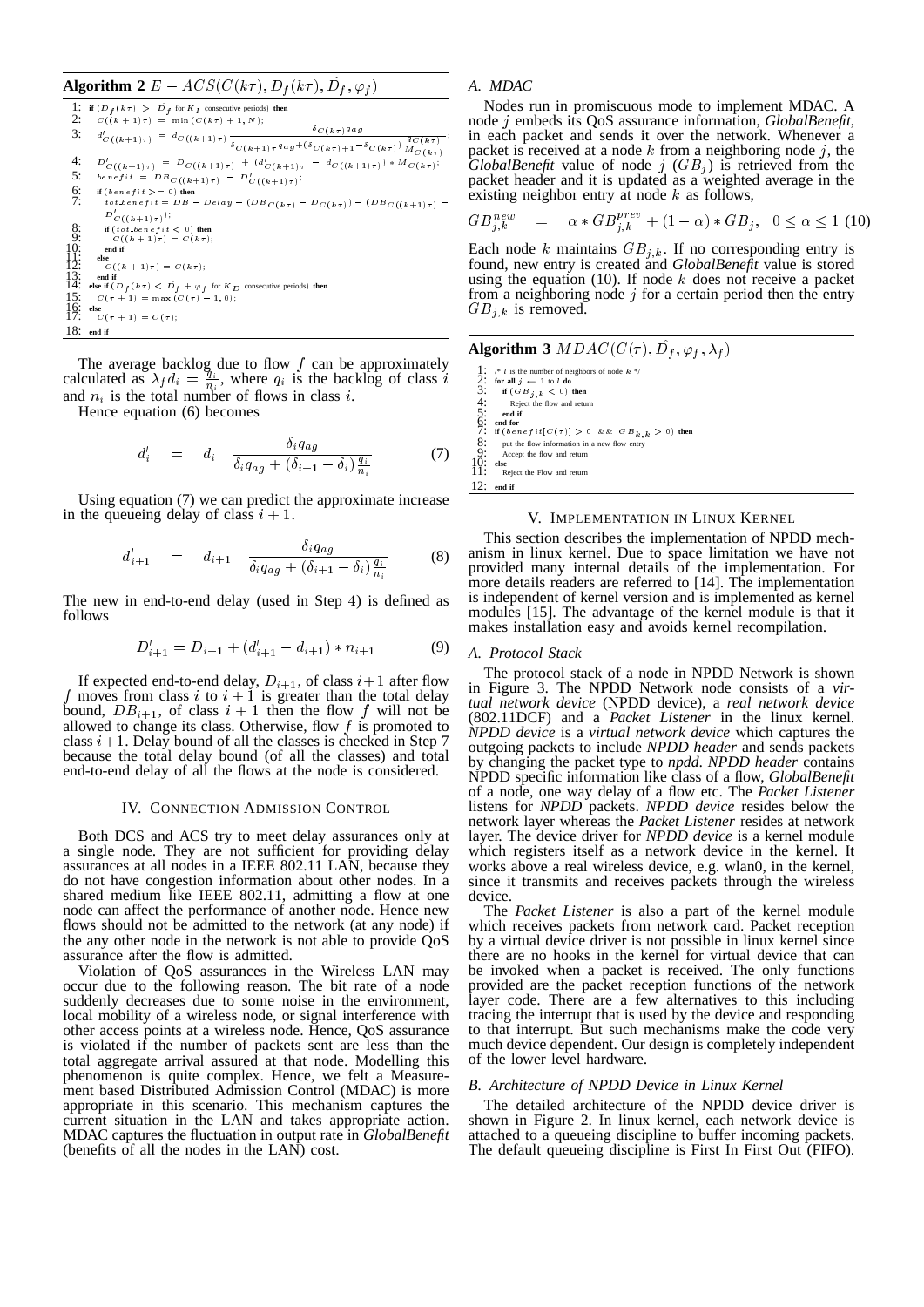**Algorithm 2** $E - ACS(C(k\tau), D_f(k\tau), \hat{D}_f, \varphi_f)$

```
1:  if (D_f(kτ) > D̂_f for K_I consecutive periods) then
2:    C((k+1)τ) = min(C(kτ) + 1, N);
3:    d'_{C((k+1)τ)} = d_{C((k+1)τ)} · δ_{C(kτ)} q_{ag} / (δ_{C(k+1)τ} q_{ag} + (δ_{C(kτ)+1} − δ_{C(kτ)}) q_{C(kτ)} / M_{C(kτ)});
4:    D'_{C((k+1)τ)} = D_{C((k+1)τ)} + (d'_{C(k+1)τ} − d_{C((k+1)τ)}) * M_{C(kτ)};
5:    benefit = DB_{C((k+1)τ)} − D'_{C((k+1)τ)};
6:    if (benefit >= 0) then
7:      tot_benefit = DB − Delay − (DB_{C(kτ)} − D_{C(kτ)}) − (DB_{C((k+1)τ)} − D'_{C((k+1)τ)});
8:      if (tot_benefit < 0) then
9:        C((k+1)τ) = C(kτ);
10:     end if
11:   else
12:     C((k+1)τ) = C(kτ);
13:   end if
14: else if (D_f(kτ) < D̂_f + φ_f for K_D consecutive periods) then
15:   C(τ+1) = max(C(τ) − 1, 0);
16: else
17:   C(τ+1) = C(τ);
18: end if
```

The average backlog due to flow $f$ can be approximately calculated as $\lambda_f d_i = \frac{q_i}{n_i}$, where $q_i$ is the backlog of class $i$ and $n_i$ is the total number of flows in class $i$.

Hence equation (6) becomes

$$d_i' \quad = \quad d_i \quad \frac{\delta_i q_{ag}}{\delta_i q_{ag} + (\delta_{i+1} - \delta_i)\frac{q_i}{n_i}} \tag{7}$$

Using equation (7) we can predict the approximate increase in the queueing delay of class $i+1$.

$$d_{i+1}' \quad = \quad d_{i+1} \quad \frac{\delta_i q_{ag}}{\delta_i q_{ag} + (\delta_{i+1} - \delta_i)\frac{q_i}{n_i}} \tag{8}$$

The new in end-to-end delay (used in Step 4) is defined as follows

$$D_{i+1}' = D_{i+1} + (d_{i+1}' - d_{i+1}) * n_{i+1} \tag{9}$$

If expected end-to-end delay, $D_{i+1}$, of class $i+1$ after flow $f$ moves from class $i$ to $i+1$ is greater than the total delay bound, $DB_{i+1}$, of class $i+1$ then the flow $f$ will not be allowed to change its class. Otherwise, flow $f$ is promoted to class $i+1$. Delay bound of all the classes is checked in Step 7 because the total delay bound (of all the classes) and total end-to-end delay of all the flows at the node is considered.

## IV. Connection Admission Control

Both DCS and ACS try to meet delay assurances only at a single node. They are not sufficient for providing delay assurances at all nodes in a IEEE 802.11 LAN, because they do not have congestion information about other nodes. In a shared medium like IEEE 802.11, admitting a flow at one node can affect the performance of another node. Hence new flows should not be admitted to the network (at any node) if the any other node in the network is not able to provide QoS assurance after the flow is admitted.

Violation of QoS assurances in the Wireless LAN may occur due to the following reason. The bit rate of a node suddenly decreases due to some noise in the environment, local mobility of a wireless node, or signal interference with other access points at a wireless node. Hence, QoS assurance is violated if the number of packets sent are less than the total aggregate arrival assured at that node. Modelling this phenomenon is quite complex. Hence, we felt a Measurement based Distributed Admission Control (MDAC) is more appropriate in this scenario. This mechanism captures the current situation in the LAN and takes appropriate action. MDAC captures the fluctuation in output rate in *GlobalBenefit* (benefits of all the nodes in the LAN) cost.

### A. MDAC

Nodes run in promiscuous mode to implement MDAC. A node $j$ embeds its QoS assurance information, *GlobalBenefit*, in each packet and sends it over the network. Whenever a packet is received at a node $k$ from a neighboring node $j$, the *GlobalBenefit* value of node $j$ ($GB_j$) is retrieved from the packet header and it is updated as a weighted average in the existing neighbor entry at node $k$ as follows,

$$GB_{j,k}^{new} \quad = \quad \alpha * GB_{j,k}^{prev} + (1-\alpha) * GB_j, \quad 0 \le \alpha \le 1 \tag{10}$$

Each node $k$ maintains $GB_{j,k}$. If no corresponding entry is found, new entry is created and *GlobalBenefit* value is stored using the equation (10). If node $k$ does not receive a packet from a neighboring node $j$ for a certain period then the entry $GB_{j,k}$ is removed.

**Algorithm 3** $MDAC(C(\tau), \hat{D}_f, \varphi_f, \lambda_f)$

```
1:  /* l is the number of neighbors of node k */
2:  for all j ← 1 to l do
3:    if (GB_{j,k} < 0) then
4:      Reject the flow and return
5:    end if
6:  end for
7:  if (benefit[C(τ)] > 0 && GB_{k,k} > 0) then
8:    put the flow information in a new flow entry
9:    Accept the flow and return
10: else
11:   Reject the Flow and return
12: end if
```

## V. Implementation in Linux Kernel

This section describes the implementation of NPDD mechanism in linux kernel. Due to space limitation we have not provided many internal details of the implementation. For more details readers are referred to [14]. The implementation is independent of kernel version and is implemented as kernel modules [15]. The advantage of the kernel module is that it makes installation easy and avoids kernel recompilation.

### A. Protocol Stack

The protocol stack of a node in NPDD Network is shown in Figure 3. The NPDD Network node consists of a *virtual network device* (NPDD device), a *real network device* (802.11DCF) and a *Packet Listener* in the linux kernel. *NPDD device* is a *virtual network device* which captures the outgoing packets to include *NPDD header* and sends packets by changing the packet type to *npdd*. *NPDD header* contains NPDD specific information like class of a flow, *GlobalBenefit* of a node, one way delay of a flow etc. The *Packet Listener* listens for *NPDD* packets. *NPDD device* resides below the network layer whereas the *Packet Listener* resides at network layer. The device driver for *NPDD device* is a kernel module which registers itself as a network device in the kernel. It works above a real wireless device, e.g. wlan0, in the kernel, since it transmits and receives packets through the wireless device.

The *Packet Listener* is also a part of the kernel module which receives packets from network card. Packet reception by a virtual device driver is not possible in linux kernel since there are no hooks in the kernel for virtual device that can be invoked when a packet is received. The only functions provided are the packet reception functions of the network layer code. There are a few alternatives to this including tracing the interrupt that is used by the device and responding to that interrupt. But such mechanisms make the code very much device dependent. Our design is completely independent of the lower level hardware.

### B. Architecture of NPDD Device in Linux Kernel

The detailed architecture of the NPDD device driver is shown in Figure 2. In linux kernel, each network device is attached to a queueing discipline to buffer incoming packets. The default queueing discipline is First In First Out (FIFO).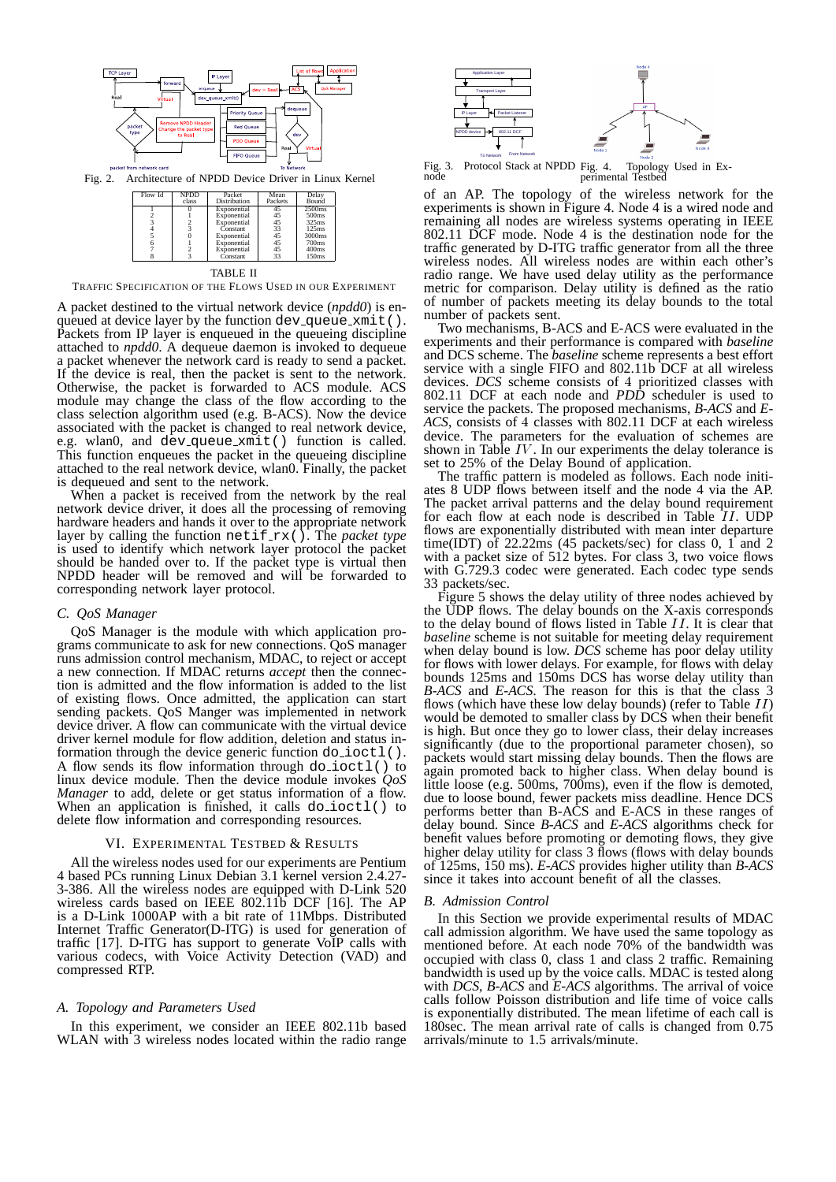Fig. 2. Architecture of NPDD Device Driver in Linux Kernel

| Flow Id | NPDD class | Packet Distribution | Mean Packets | Delay Bound |
|---|---|---|---|---|
| 1 | 0 | Exponential | 45 | 2500ms |
| 2 | 1 | Exponential | 45 | 500ms |
| 3 | 2 | Exponential | 45 | 325ms |
| 4 | 3 | Constant | 33 | 125ms |
| 5 | 0 | Exponential | 45 | 3000ms |
| 6 | 1 | Exponential | 45 | 700ms |
| 7 | 2 | Exponential | 45 | 400ms |
| 8 | 3 | Constant | 33 | 150ms |

TABLE II
TRAFFIC SPECIFICATION OF THE FLOWS USED IN OUR EXPERIMENT

A packet destined to the virtual network device (*npdd0*) is enqueued at device layer by the function `dev_queue_xmit()`. Packets from IP layer is enqueued in the queueing discipline attached to *npdd0*. A dequeue daemon is invoked to dequeue a packet whenever the network card is ready to send a packet. If the device is real, then the packet is sent to the network. Otherwise, the packet is forwarded to ACS module. ACS module may change the class of the flow according to the class selection algorithm used (e.g. B-ACS). Now the device associated with the packet is changed to real network device, e.g. wlan0, and `dev_queue_xmit()` function is called. This function enqueues the packet in the queueing discipline attached to the real network device, wlan0. Finally, the packet is dequeued and sent to the network.

When a packet is received from the network by the real network device driver, it does all the processing of removing hardware headers and hands it over to the appropriate network layer by calling the function `netif_rx()`. The *packet type* is used to identify which network layer protocol the packet should be handed over to. If the packet type is virtual then NPDD header will be removed and will be forwarded to corresponding network layer protocol.

### C. QoS Manager

QoS Manager is the module with which application programs communicate to ask for new connections. QoS manager runs admission control mechanism, MDAC, to reject or accept a new connection. If MDAC returns *accept* then the connection is admitted and the flow information is added to the list of existing flows. Once admitted, the application can start sending packets. QoS Manger was implemented in network device driver. A flow can communicate with the virtual device driver kernel module for flow addition, deletion and status information through the device generic function `do_ioctl()`. A flow sends its flow information through `do_ioctl()` to linux device module. Then the device module invokes *QoS Manager* to add, delete or get status information of a flow. When an application is finished, it calls `do_ioctl()` to delete flow information and corresponding resources.

## VI. EXPERIMENTAL TESTBED & RESULTS

All the wireless nodes used for our experiments are Pentium 4 based PCs running Linux Debian 3.1 kernel version 2.4.27-3-386. All the wireless nodes are equipped with D-Link 520 wireless cards based on IEEE 802.11b DCF [16]. The AP is a D-Link 1000AP with a bit rate of 11Mbps. Distributed Internet Traffic Generator(D-ITG) is used for generation of traffic [17]. D-ITG has support to generate VoIP calls with various codecs, with Voice Activity Detection (VAD) and compressed RTP.

### A. Topology and Parameters Used

In this experiment, we consider an IEEE 802.11b based WLAN with 3 wireless nodes located within the radio range of an AP. The topology of the wireless network for the experiments is shown in Figure 4. Node 4 is a wired node and remaining all nodes are wireless systems operating in IEEE 802.11 DCF mode. Node 4 is the destination node for the traffic generated by D-ITG traffic generator from all the three wireless nodes. All wireless nodes are within each other's radio range. We have used delay utility as the performance metric for comparison. Delay utility is defined as the ratio of number of packets meeting its delay bounds to the total number of packets sent.

Fig. 3. Protocol Stack at NPDD node

Fig. 4. Topology Used in Experimental Testbed

Two mechanisms, B-ACS and E-ACS were evaluated in the experiments and their performance is compared with *baseline* and DCS scheme. The *baseline* scheme represents a best effort service with a single FIFO and 802.11b DCF at all wireless devices. *DCS* scheme consists of 4 prioritized classes with 802.11 DCF at each node and *PDD* scheduler is used to service the packets. The proposed mechanisms, *B-ACS* and *E-ACS*, consists of 4 classes with 802.11 DCF at each wireless device. The parameters for the evaluation of schemes are shown in Table $IV$. In our experiments the delay tolerance is set to 25% of the Delay Bound of application.

The traffic pattern is modeled as follows. Each node initiates 8 UDP flows between itself and the node 4 via the AP. The packet arrival patterns and the delay bound requirement for each flow at each node is described in Table $II$. UDP flows are exponentially distributed with mean inter departure time(IDT) of 22.22ms (45 packets/sec) for class 0, 1 and 2 with a packet size of 512 bytes. For class 3, two voice flows with G.729.3 codec were generated. Each codec type sends 33 packets/sec.

Figure 5 shows the delay utility of three nodes achieved by the UDP flows. The delay bounds on the X-axis corresponds to the delay bound of flows listed in Table $II$. It is clear that *baseline* scheme is not suitable for meeting delay requirement when delay bound is low. *DCS* scheme has poor delay utility for flows with lower delays. For example, for flows with delay bounds 125ms and 150ms DCS has worse delay utility than *B-ACS* and *E-ACS*. The reason for this is that the class 3 flows (which have these low delay bounds) (refer to Table $II$) would be demoted to smaller class by DCS when their benefit is high. But once they go to lower class, their delay increases significantly (due to the proportional parameter chosen), so packets would start missing delay bounds. Then the flows are again promoted back to higher class. When delay bound is little loose (e.g. 500ms, 700ms), even if the flow is demoted, due to loose bound, fewer packets miss deadline. Hence DCS performs better than B-ACS and E-ACS in these ranges of delay bound. Since *B-ACS* and *E-ACS* algorithms check for benefit values before promoting or demoting flows, they give higher delay utility for class 3 flows (flows with delay bounds of 125ms, 150 ms). *E-ACS* provides higher utility than *B-ACS* since it takes into account benefit of all the classes.

### B. Admission Control

In this Section we provide experimental results of MDAC call admission algorithm. We have used the same topology as mentioned before. At each node 70% of the bandwidth was occupied with class 0, class 1 and class 2 traffic. Remaining bandwidth is used up by the voice calls. MDAC is tested along with *DCS*, *B-ACS* and *E-ACS* algorithms. The arrival of voice calls follow Poisson distribution and life time of voice calls is exponentially distributed. The mean lifetime of each call is 180sec. The mean arrival rate of calls is changed from 0.75 arrivals/minute to 1.5 arrivals/minute.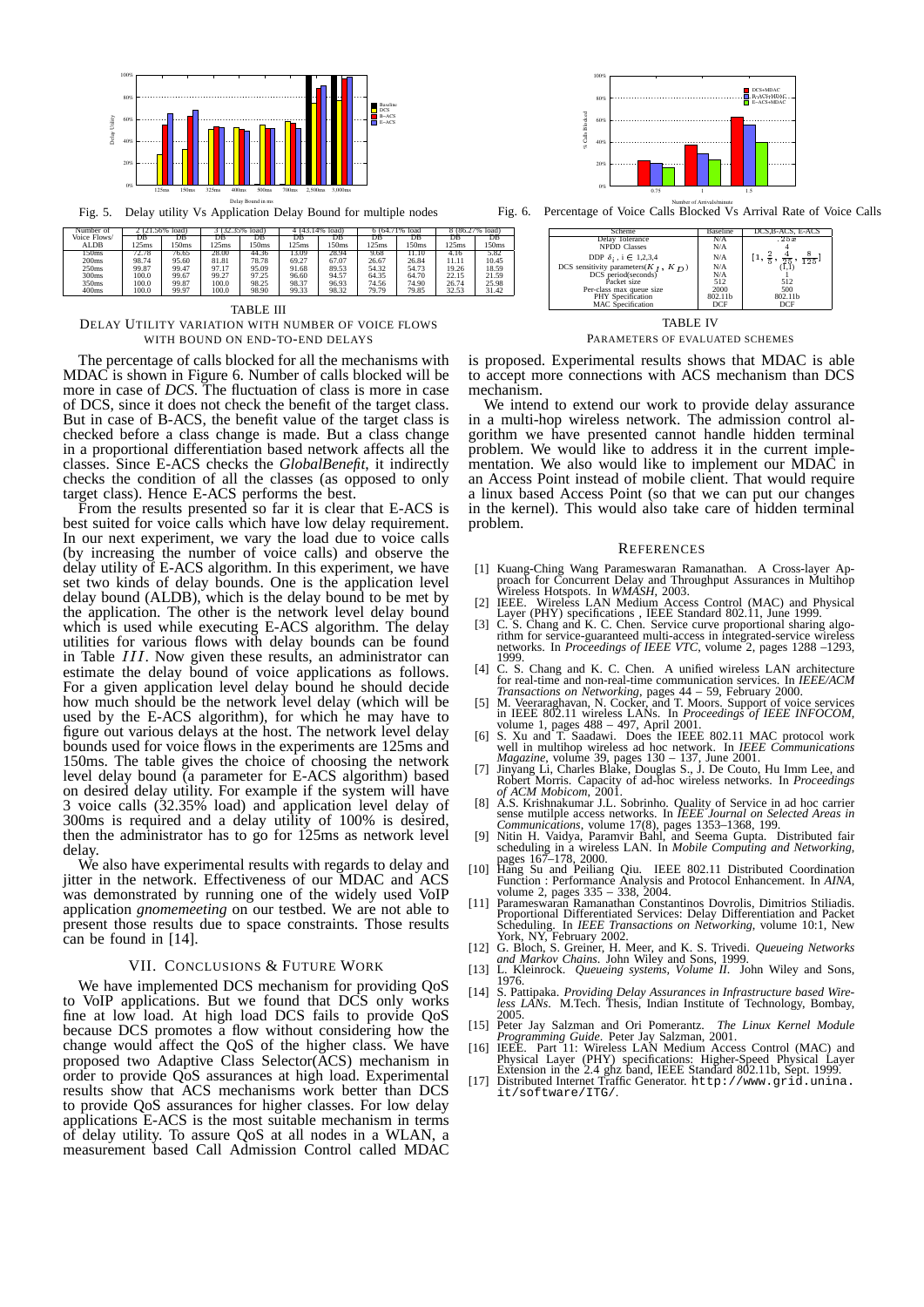100%
80%
60%
40%
20%
0%
Delay Utility
125ms 150ms 325ms 400ms 500ms 700ms 2,500ms 3,000ms
Delay Bound in ms
Baseline
DCS
B−ACS
E−ACS

Fig. 5. Delay utility Vs Application Delay Bound for multiple nodes

100%
80%
60%
40%
20%
0%
% Calls Blocked
0.75 1 1.5
Number of Arrivals/minute
DCS+MDAC
B-ACS+MDAC
E-ACS+MDAC

Fig. 6. Percentage of Voice Calls Blocked Vs Arrival Rate of Voice Calls

| Number of Voice Flows/ ALDB | 2 (21.56% load) | | 3 (32.35% load) | | 4 (43.14% load) | | 6 (64.71% load | | 8 (86.27% load) | |
|---|---|---|---|---|---|---|---|---|---|---|
| | DB 125ms | DB 150ms | DB 125ms | DB 150ms | DB 125ms | DB 150ms | DB 125ms | DB 150ms | DB 125ms | DB 150ms |
| 150ms | 72.78 | 76.65 | 28.00 | 44.36 | 13.09 | 28.94 | 9.68 | 11.10 | 4.16 | 5.82 |
| 200ms | 98.74 | 95.60 | 81.81 | 78.78 | 69.27 | 67.07 | 26.67 | 26.84 | 11.11 | 10.45 |
| 250ms | 99.87 | 99.47 | 97.17 | 95.09 | 91.68 | 89.53 | 54.32 | 54.73 | 19.26 | 18.59 |
| 300ms | 100.0 | 99.67 | 99.27 | 97.25 | 96.60 | 94.57 | 64.35 | 64.70 | 22.15 | 21.59 |
| 350ms | 100.0 | 99.87 | 100.0 | 98.25 | 98.37 | 96.93 | 74.56 | 74.90 | 26.74 | 25.98 |
| 400ms | 100.0 | 99.97 | 100.0 | 98.90 | 99.33 | 98.32 | 79.79 | 79.85 | 32.53 | 31.42 |

TABLE III
DELAY UTILITY VARIATION WITH NUMBER OF VOICE FLOWS WITH BOUND ON END-TO-END DELAYS

| Scheme | Baseline | DCS,B-ACS, E-ACS |
|---|---|---|
| Delay Tolerance | N/A | .25$x$ |
| NPDD Classes | N/A | 4 |
| DDP $\delta_i$, $i \in$ 1,2,3,4 | N/A | $[1, \frac{2}{5}, \frac{4}{25}, \frac{8}{125}]$ |
| DCS sensitivity parameters($K_I$, $K_D$) | N/A | (1,1) |
| DCS period(seconds) | N/A | 1 |
| Packet size | 512 | 512 |
| Per-class max queue size | 2000 | 500 |
| PHY Specification | 802.11b | 802.11b |
| MAC Specification | DCF | DCF |

TABLE IV
PARAMETERS OF EVALUATED SCHEMES

The percentage of calls blocked for all the mechanisms with MDAC is shown in Figure 6. Number of calls blocked will be more in case of *DCS*. The fluctuation of class is more in case of DCS, since it does not check the benefit of the target class. But in case of B-ACS, the benefit value of the target class is checked before a class change is made. But a class change in a proportional differentiation based network affects all the classes. Since E-ACS checks the *GlobalBenefit*, it indirectly checks the condition of all the classes (as opposed to only target class). Hence E-ACS performs the best.

From the results presented so far it is clear that E-ACS is best suited for voice calls which have low delay requirement. In our next experiment, we vary the load due to voice calls (by increasing the number of voice calls) and observe the delay utility of E-ACS algorithm. In this experiment, we have set two kinds of delay bounds. One is the application level delay bound (ALDB), which is the delay bound to be met by the application. The other is the network level delay bound which is used while executing E-ACS algorithm. The delay utilities for various flows with delay bounds can be found in Table $III$. Now given these results, an administrator can estimate the delay bound of voice applications as follows. For a given application level delay bound he should decide how much should be the network level delay (which will be used by the E-ACS algorithm), for which he may have to figure out various delays at the host. The network level delay bounds used for voice flows in the experiments are 125ms and 150ms. The table gives the choice of choosing the network level delay bound (a parameter for E-ACS algorithm) based on desired delay utility. For example if the system will have 3 voice calls (32.35% load) and application level delay of 300ms is required and a delay utility of 100% is desired, then the administrator has to go for 125ms as network level delay.

We also have experimental results with regards to delay and jitter in the network. Effectiveness of our MDAC and ACS was demonstrated by running one of the widely used VoIP application *gnomemeeting* on our testbed. We are not able to present those results due to space constraints. Those results can be found in [14].

## VII. CONCLUSIONS & FUTURE WORK

We have implemented DCS mechanism for providing QoS to VoIP applications. But we found that DCS only works fine at low load. At high load DCS fails to provide QoS because DCS promotes a flow without considering how the change would affect the QoS of the higher class. We have proposed two Adaptive Class Selector(ACS) mechanism in order to provide QoS assurances at high load. Experimental results show that ACS mechanisms work better than DCS to provide QoS assurances for higher classes. For low delay applications E-ACS is the most suitable mechanism in terms of delay utility. To assure QoS at all nodes in a WLAN, a measurement based Call Admission Control called MDAC is proposed. Experimental results shows that MDAC is able to accept more connections with ACS mechanism than DCS mechanism.

We intend to extend our work to provide delay assurance in a multi-hop wireless network. The admission control algorithm we have presented cannot handle hidden terminal problem. We would like to address it in the current implementation. We also would like to implement our MDAC in an Access Point instead of mobile client. That would require a linux based Access Point (so that we can put our changes in the kernel). This would also take care of hidden terminal problem.

## REFERENCES

[1] Kuang-Ching Wang Parameswaran Ramanathan. A Cross-layer Approach for Concurrent Delay and Throughput Assurances in Multihop Wireless Hotspots. In *WMASH*, 2003.

[2] IEEE. Wireless LAN Medium Access Control (MAC) and Physical Layer (PHY) specifications , IEEE Standard 802.11, June 1999.

[3] C. S. Chang and K. C. Chen. Service curve proportional sharing algorithm for service-guaranteed multi-access in integrated-service wireless networks. In *Proceedings of IEEE VTC*, volume 2, pages 1288 –1293, 1999.

[4] C. S. Chang and K. C. Chen. A unified wireless LAN architecture for real-time and non-real-time communication services. In *IEEE/ACM Transactions on Networking*, pages 44 – 59, February 2000.

[5] M. Veeraraghavan, N. Cocker, and T. Moors. Support of voice services in IEEE 802.11 wireless LANs. In *Proceedings of IEEE INFOCOM*, volume 1, pages 488 – 497, April 2001.

[6] S. Xu and T. Saadawi. Does the IEEE 802.11 MAC protocol work well in multihop wireless ad hoc network. In *IEEE Communications Magazine*, volume 39, pages 130 – 137, June 2001.

[7] Jinyang Li, Charles Blake, Douglas S., J. De Couto, Hu Imm Lee, and Robert Morris. Capacity of ad-hoc wireless networks. In *Proceedings of ACM Mobicom*, 2001.

[8] A.S. Krishnakumar J.L. Sobrinho. Quality of Service in ad hoc carrier sense mutilple access networks. In *IEEE Journal on Selected Areas in Communications*, volume 17(8), pages 1353–1368, 199.

[9] Nitin H. Vaidya, Paramvir Bahl, and Seema Gupta. Distributed fair scheduling in a wireless LAN. In *Mobile Computing and Networking*, pages 167–178, 2000.

[10] Hang Su and Peiliang Qiu. IEEE 802.11 Distributed Coordination Function : Performance Analysis and Protocol Enhancement. In *AINA*, volume 2, pages 335 – 338, 2004.

[11] Parameswaran Ramanathan Constantinos Dovrolis, Dimitrios Stiliadis. Proportional Differentiated Services: Delay Differentiation and Packet Scheduling. In *IEEE Transactions on Networking*, volume 10:1, New York, NY, February 2002.

[12] G. Bloch, S. Greiner, H. Meer, and K. S. Trivedi. *Queueing Networks and Markov Chains*. John Wiley and Sons, 1999.

[13] L. Kleinrock. *Queueing systems, Volume II*. John Wiley and Sons, 1976.

[14] S. Pattipaka. *Providing Delay Assurances in Infrastructure based Wireless LANs*. M.Tech. Thesis, Indian Institute of Technology, Bombay, 2005.

[15] Peter Jay Salzman and Ori Pomerantz. *The Linux Kernel Module Programming Guide*. Peter Jay Salzman, 2001.

[16] IEEE. Part 11: Wireless LAN Medium Access Control (MAC) and Physical Layer (PHY) specifications: Higher-Speed Physical Layer Extension in the 2.4 ghz band, IEEE Standard 802.11b, Sept. 1999.

[17] Distributed Internet Traffic Generator. `http://www.grid.unina.it/software/ITG/`.